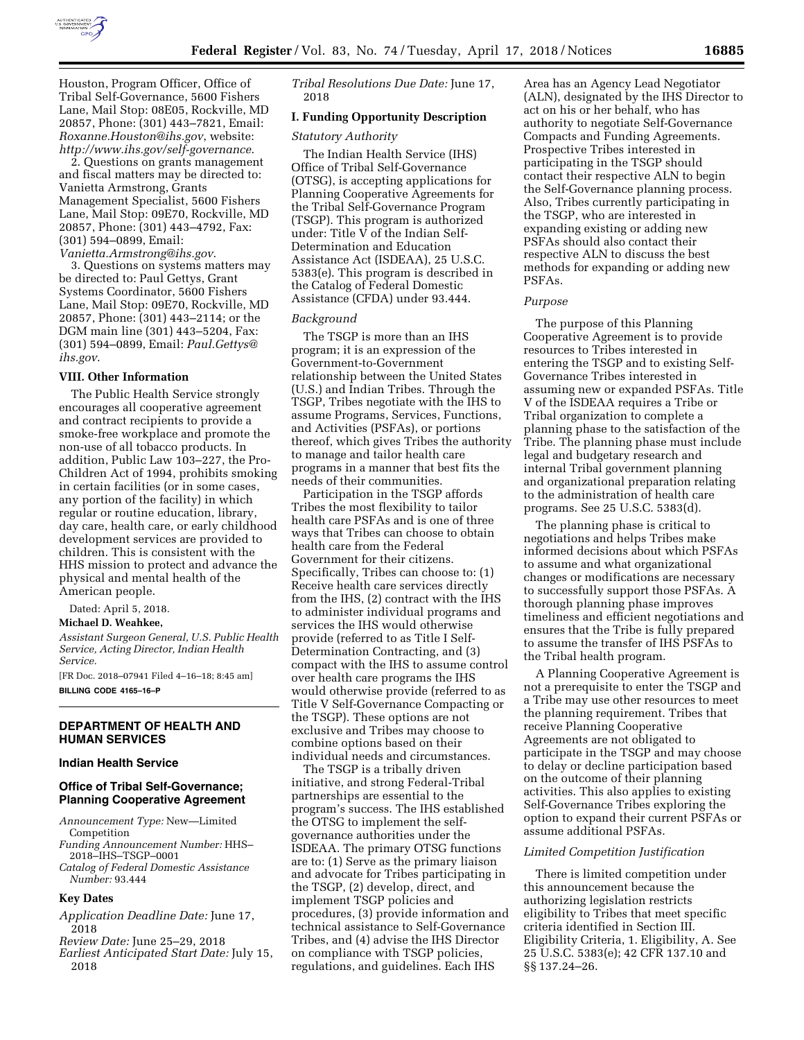Houston, Program Officer, Office of Tribal Self-Governance, 5600 Fishers Lane, Mail Stop: 08E05, Rockville, MD 20857, Phone: (301) 443–7821, Email: *Roxanne.Houston@ihs.gov*, website: *http://www.ihs.gov/self-governance*.

2. Questions on grants management and fiscal matters may be directed to: Vanietta Armstrong, Grants Management Specialist, 5600 Fishers Lane, Mail Stop: 09E70, Rockville, MD 20857, Phone: (301) 443–4792, Fax: (301) 594–0899, Email: *Vanietta.Armstrong@ihs.gov*.

3. Questions on systems matters may be directed to: Paul Gettys, Grant Systems Coordinator, 5600 Fishers Lane, Mail Stop: 09E70, Rockville, MD 20857, Phone: (301) 443–2114; or the DGM main line (301) 443–5204, Fax: (301) 594–0899, Email: *Paul.Gettys@ihs.gov*.

### VIII. Other Information

The Public Health Service strongly encourages all cooperative agreement and contract recipients to provide a smoke-free workplace and promote the non-use of all tobacco products. In addition, Public Law 103–227, the Pro-Children Act of 1994, prohibits smoking in certain facilities (or in some cases, any portion of the facility) in which regular or routine education, library, day care, health care, or early childhood development services are provided to children. This is consistent with the HHS mission to protect and advance the physical and mental health of the American people.

Dated: April 5, 2018.

**Michael D. Weahkee,**

*Assistant Surgeon General, U.S. Public Health Service, Acting Director, Indian Health Service.*

[FR Doc. 2018–07941 Filed 4–16–18; 8:45 am]

**BILLING CODE 4165–16–P**

---

## DEPARTMENT OF HEALTH AND HUMAN SERVICES

### Indian Health Service

### Office of Tribal Self-Governance; Planning Cooperative Agreement

*Announcement Type:* New—Limited Competition

*Funding Announcement Number:* HHS–2018–IHS–TSGP–0001

*Catalog of Federal Domestic Assistance Number:* 93.444

### Key Dates

*Application Deadline Date:* June 17, 2018

*Review Date:* June 25–29, 2018

*Earliest Anticipated Start Date:* July 15, 2018

*Tribal Resolutions Due Date:* June 17, 2018

### I. Funding Opportunity Description

*Statutory Authority*

The Indian Health Service (IHS) Office of Tribal Self-Governance (OTSG), is accepting applications for Planning Cooperative Agreements for the Tribal Self-Governance Program (TSGP). This program is authorized under: Title V of the Indian Self-Determination and Education Assistance Act (ISDEAA), 25 U.S.C. 5383(e). This program is described in the Catalog of Federal Domestic Assistance (CFDA) under 93.444.

*Background*

The TSGP is more than an IHS program; it is an expression of the Government-to-Government relationship between the United States (U.S.) and Indian Tribes. Through the TSGP, Tribes negotiate with the IHS to assume Programs, Services, Functions, and Activities (PSFAs), or portions thereof, which gives Tribes the authority to manage and tailor health care programs in a manner that best fits the needs of their communities.

Participation in the TSGP affords Tribes the most flexibility to tailor health care PSFAs and is one of three ways that Tribes can choose to obtain health care from the Federal Government for their citizens. Specifically, Tribes can choose to: (1) Receive health care services directly from the IHS, (2) contract with the IHS to administer individual programs and services the IHS would otherwise provide (referred to as Title I Self-Determination Contracting, and (3) compact with the IHS to assume control over health care programs the IHS would otherwise provide (referred to as Title V Self-Governance Compacting or the TSGP). These options are not exclusive and Tribes may choose to combine options based on their individual needs and circumstances.

The TSGP is a tribally driven initiative, and strong Federal-Tribal partnerships are essential to the program's success. The IHS established the OTSG to implement the self-governance authorities under the ISDEAA. The primary OTSG functions are to: (1) Serve as the primary liaison and advocate for Tribes participating in the TSGP, (2) develop, direct, and implement TSGP policies and procedures, (3) provide information and technical assistance to Self-Governance Tribes, and (4) advise the IHS Director on compliance with TSGP policies, regulations, and guidelines. Each IHS Area has an Agency Lead Negotiator (ALN), designated by the IHS Director to act on his or her behalf, who has authority to negotiate Self-Governance Compacts and Funding Agreements. Prospective Tribes interested in participating in the TSGP should contact their respective ALN to begin the Self-Governance planning process. Also, Tribes currently participating in the TSGP, who are interested in expanding existing or adding new PSFAs should also contact their respective ALN to discuss the best methods for expanding or adding new PSFAs.

*Purpose*

The purpose of this Planning Cooperative Agreement is to provide resources to Tribes interested in entering the TSGP and to existing Self-Governance Tribes interested in assuming new or expanded PSFAs. Title V of the ISDEAA requires a Tribe or Tribal organization to complete a planning phase to the satisfaction of the Tribe. The planning phase must include legal and budgetary research and internal Tribal government planning and organizational preparation relating to the administration of health care programs. See 25 U.S.C. 5383(d).

The planning phase is critical to negotiations and helps Tribes make informed decisions about which PSFAs to assume and what organizational changes or modifications are necessary to successfully support those PSFAs. A thorough planning phase improves timeliness and efficient negotiations and ensures that the Tribe is fully prepared to assume the transfer of IHS PSFAs to the Tribal health program.

A Planning Cooperative Agreement is not a prerequisite to enter the TSGP and a Tribe may use other resources to meet the planning requirement. Tribes that receive Planning Cooperative Agreements are not obligated to participate in the TSGP and may choose to delay or decline participation based on the outcome of their planning activities. This also applies to existing Self-Governance Tribes exploring the option to expand their current PSFAs or assume additional PSFAs.

*Limited Competition Justification*

There is limited competition under this announcement because the authorizing legislation restricts eligibility to Tribes that meet specific criteria identified in Section III. Eligibility Criteria, 1. Eligibility, A. See 25 U.S.C. 5383(e); 42 CFR 137.10 and §§ 137.24–26.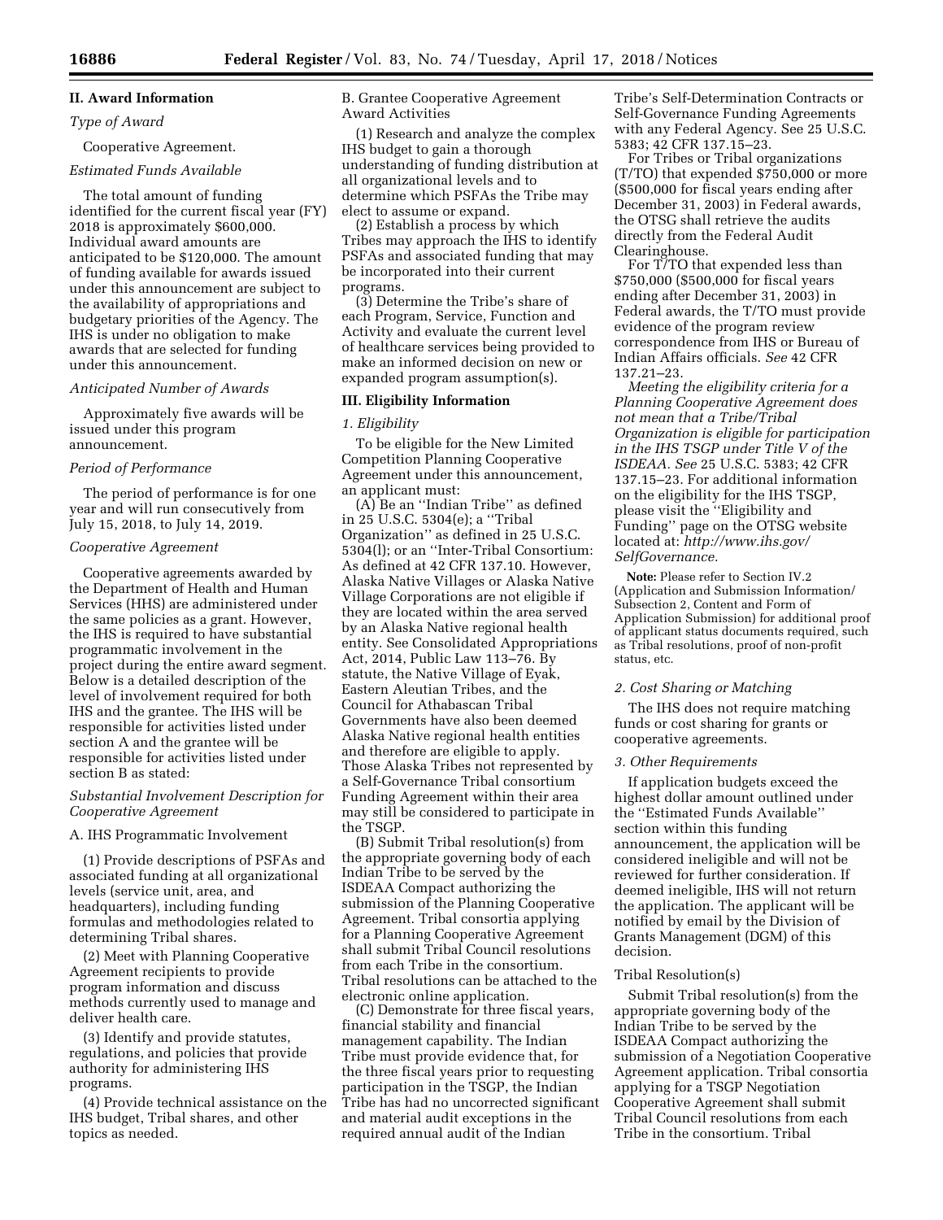## II. Award Information

*Type of Award*

Cooperative Agreement.

*Estimated Funds Available*

The total amount of funding identified for the current fiscal year (FY) 2018 is approximately $600,000. Individual award amounts are anticipated to be $120,000. The amount of funding available for awards issued under this announcement are subject to the availability of appropriations and budgetary priorities of the Agency. The IHS is under no obligation to make awards that are selected for funding under this announcement.

*Anticipated Number of Awards*

Approximately five awards will be issued under this program announcement.

*Period of Performance*

The period of performance is for one year and will run consecutively from July 15, 2018, to July 14, 2019.

*Cooperative Agreement*

Cooperative agreements awarded by the Department of Health and Human Services (HHS) are administered under the same policies as a grant. However, the IHS is required to have substantial programmatic involvement in the project during the entire award segment. Below is a detailed description of the level of involvement required for both IHS and the grantee. The IHS will be responsible for activities listed under section A and the grantee will be responsible for activities listed under section B as stated:

*Substantial Involvement Description for Cooperative Agreement*

A. IHS Programmatic Involvement

(1) Provide descriptions of PSFAs and associated funding at all organizational levels (service unit, area, and headquarters), including funding formulas and methodologies related to determining Tribal shares.

(2) Meet with Planning Cooperative Agreement recipients to provide program information and discuss methods currently used to manage and deliver health care.

(3) Identify and provide statutes, regulations, and policies that provide authority for administering IHS programs.

(4) Provide technical assistance on the IHS budget, Tribal shares, and other topics as needed.

B. Grantee Cooperative Agreement Award Activities

(1) Research and analyze the complex IHS budget to gain a thorough understanding of funding distribution at all organizational levels and to determine which PSFAs the Tribe may elect to assume or expand.

(2) Establish a process by which Tribes may approach the IHS to identify PSFAs and associated funding that may be incorporated into their current programs.

(3) Determine the Tribe's share of each Program, Service, Function and Activity and evaluate the current level of healthcare services being provided to make an informed decision on new or expanded program assumption(s).

## III. Eligibility Information

*1. Eligibility*

To be eligible for the New Limited Competition Planning Cooperative Agreement under this announcement, an applicant must:

(A) Be an ''Indian Tribe'' as defined in 25 U.S.C. 5304(e); a ''Tribal Organization'' as defined in 25 U.S.C. 5304(l); or an ''Inter-Tribal Consortium: As defined at 42 CFR 137.10. However, Alaska Native Villages or Alaska Native Village Corporations are not eligible if they are located within the area served by an Alaska Native regional health entity. See Consolidated Appropriations Act, 2014, Public Law 113–76. By statute, the Native Village of Eyak, Eastern Aleutian Tribes, and the Council for Athabascan Tribal Governments have also been deemed Alaska Native regional health entities and therefore are eligible to apply. Those Alaska Tribes not represented by a Self-Governance Tribal consortium Funding Agreement within their area may still be considered to participate in the TSGP.

(B) Submit Tribal resolution(s) from the appropriate governing body of each Indian Tribe to be served by the ISDEAA Compact authorizing the submission of the Planning Cooperative Agreement. Tribal consortia applying for a Planning Cooperative Agreement shall submit Tribal Council resolutions from each Tribe in the consortium. Tribal resolutions can be attached to the electronic online application.

(C) Demonstrate for three fiscal years, financial stability and financial management capability. The Indian Tribe must provide evidence that, for the three fiscal years prior to requesting participation in the TSGP, the Indian Tribe has had no uncorrected significant and material audit exceptions in the required annual audit of the Indian Tribe's Self-Determination Contracts or Self-Governance Funding Agreements with any Federal Agency. See 25 U.S.C. 5383; 42 CFR 137.15–23.

For Tribes or Tribal organizations (T/TO) that expended $750,000 or more ($500,000 for fiscal years ending after December 31, 2003) in Federal awards, the OTSG shall retrieve the audits directly from the Federal Audit Clearinghouse.

For T/TO that expended less than $750,000 ($500,000 for fiscal years ending after December 31, 2003) in Federal awards, the T/TO must provide evidence of the program review correspondence from IHS or Bureau of Indian Affairs officials. *See* 42 CFR 137.21–23.

*Meeting the eligibility criteria for a Planning Cooperative Agreement does not mean that a Tribe/Tribal Organization is eligible for participation in the IHS TSGP under Title V of the ISDEAA. See* 25 U.S.C. 5383; 42 CFR 137.15–23. For additional information on the eligibility for the IHS TSGP, please visit the ''Eligibility and Funding'' page on the OTSG website located at: *http://www.ihs.gov/SelfGovernance.*

**Note:** Please refer to Section IV.2 (Application and Submission Information/Subsection 2, Content and Form of Application Submission) for additional proof of applicant status documents required, such as Tribal resolutions, proof of non-profit status, etc.

*2. Cost Sharing or Matching*

The IHS does not require matching funds or cost sharing for grants or cooperative agreements.

*3. Other Requirements*

If application budgets exceed the highest dollar amount outlined under the ''Estimated Funds Available'' section within this funding announcement, the application will be considered ineligible and will not be reviewed for further consideration. If deemed ineligible, IHS will not return the application. The applicant will be notified by email by the Division of Grants Management (DGM) of this decision.

Tribal Resolution(s)

Submit Tribal resolution(s) from the appropriate governing body of the Indian Tribe to be served by the ISDEAA Compact authorizing the submission of a Negotiation Cooperative Agreement application. Tribal consortia applying for a TSGP Negotiation Cooperative Agreement shall submit Tribal Council resolutions from each Tribe in the consortium. Tribal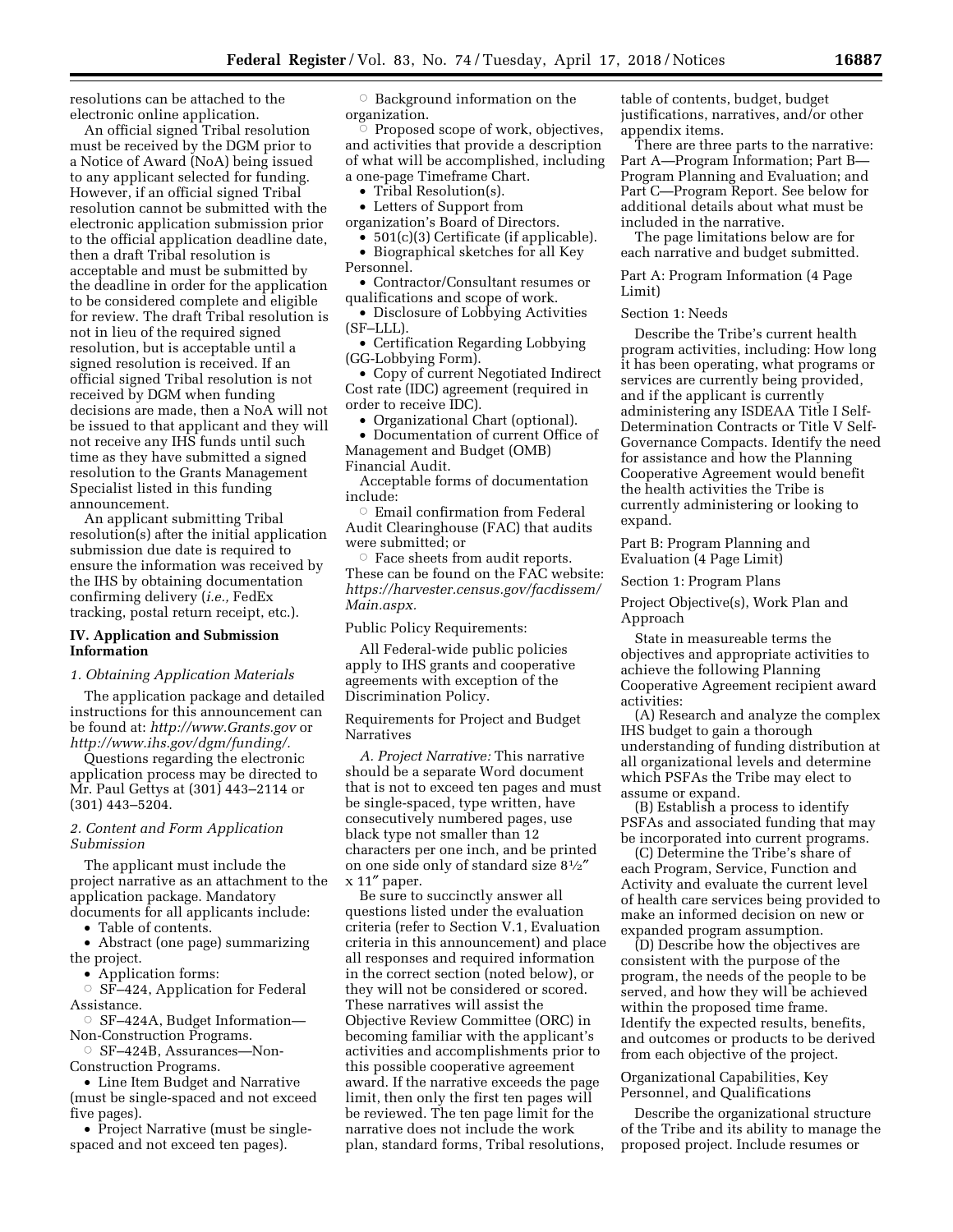resolutions can be attached to the electronic online application.

An official signed Tribal resolution must be received by the DGM prior to a Notice of Award (NoA) being issued to any applicant selected for funding. However, if an official signed Tribal resolution cannot be submitted with the electronic application submission prior to the official application deadline date, then a draft Tribal resolution is acceptable and must be submitted by the deadline in order for the application to be considered complete and eligible for review. The draft Tribal resolution is not in lieu of the required signed resolution, but is acceptable until a signed resolution is received. If an official signed Tribal resolution is not received by DGM when funding decisions are made, then a NoA will not be issued to that applicant and they will not receive any IHS funds until such time as they have submitted a signed resolution to the Grants Management Specialist listed in this funding announcement.

An applicant submitting Tribal resolution(s) after the initial application submission due date is required to ensure the information was received by the IHS by obtaining documentation confirming delivery (*i.e.,* FedEx tracking, postal return receipt, etc.).

## IV. Application and Submission Information

### *1. Obtaining Application Materials*

The application package and detailed instructions for this announcement can be found at: *http://www.Grants.gov* or *http://www.ihs.gov/dgm/funding/.*

Questions regarding the electronic application process may be directed to Mr. Paul Gettys at (301) 443–2114 or (301) 443–5204.

### *2. Content and Form Application Submission*

The applicant must include the project narrative as an attachment to the application package. Mandatory documents for all applicants include:

- Table of contents.
- Abstract (one page) summarizing the project.
- Application forms:
  - SF–424, Application for Federal Assistance.
  - SF–424A, Budget Information—Non-Construction Programs.
  - SF–424B, Assurances—Non-Construction Programs.
- Line Item Budget and Narrative (must be single-spaced and not exceed five pages).
- Project Narrative (must be single-spaced and not exceed ten pages).
  - Background information on the organization.
  - Proposed scope of work, objectives, and activities that provide a description of what will be accomplished, including a one-page Timeframe Chart.
- Tribal Resolution(s).
- Letters of Support from organization's Board of Directors.
- 501(c)(3) Certificate (if applicable).
- Biographical sketches for all Key Personnel.
- Contractor/Consultant resumes or qualifications and scope of work.
- Disclosure of Lobbying Activities (SF–LLL).
- Certification Regarding Lobbying (GG-Lobbying Form).
- Copy of current Negotiated Indirect Cost rate (IDC) agreement (required in order to receive IDC).
- Organizational Chart (optional).
- Documentation of current Office of Management and Budget (OMB) Financial Audit.

Acceptable forms of documentation include:

- Email confirmation from Federal Audit Clearinghouse (FAC) that audits were submitted; or
- Face sheets from audit reports. These can be found on the FAC website: *https://harvester.census.gov/facdissem/Main.aspx.*

Public Policy Requirements:

All Federal-wide public policies apply to IHS grants and cooperative agreements with exception of the Discrimination Policy.

Requirements for Project and Budget Narratives

*A. Project Narrative:* This narrative should be a separate Word document that is not to exceed ten pages and must be single-spaced, type written, have consecutively numbered pages, use black type not smaller than 12 characters per one inch, and be printed on one side only of standard size 8½″ x 11″ paper.

Be sure to succinctly answer all questions listed under the evaluation criteria (refer to Section V.1, Evaluation criteria in this announcement) and place all responses and required information in the correct section (noted below), or they will not be considered or scored. These narratives will assist the Objective Review Committee (ORC) in becoming familiar with the applicant's activities and accomplishments prior to this possible cooperative agreement award. If the narrative exceeds the page limit, then only the first ten pages will be reviewed. The ten page limit for the narrative does not include the work plan, standard forms, Tribal resolutions, table of contents, budget, budget justifications, narratives, and/or other appendix items.

There are three parts to the narrative: Part A—Program Information; Part B—Program Planning and Evaluation; and Part C—Program Report. See below for additional details about what must be included in the narrative.

The page limitations below are for each narrative and budget submitted.

Part A: Program Information (4 Page Limit)

Section 1: Needs

Describe the Tribe's current health program activities, including: How long it has been operating, what programs or services are currently being provided, and if the applicant is currently administering any ISDEAA Title I Self-Determination Contracts or Title V Self-Governance Compacts. Identify the need for assistance and how the Planning Cooperative Agreement would benefit the health activities the Tribe is currently administering or looking to expand.

Part B: Program Planning and Evaluation (4 Page Limit)

Section 1: Program Plans

Project Objective(s), Work Plan and Approach

State in measureable terms the objectives and appropriate activities to achieve the following Planning Cooperative Agreement recipient award activities:

(A) Research and analyze the complex IHS budget to gain a thorough understanding of funding distribution at all organizational levels and determine which PSFAs the Tribe may elect to assume or expand.

(B) Establish a process to identify PSFAs and associated funding that may be incorporated into current programs.

(C) Determine the Tribe's share of each Program, Service, Function and Activity and evaluate the current level of health care services being provided to make an informed decision on new or expanded program assumption.

(D) Describe how the objectives are consistent with the purpose of the program, the needs of the people to be served, and how they will be achieved within the proposed time frame. Identify the expected results, benefits, and outcomes or products to be derived from each objective of the project.

Organizational Capabilities, Key Personnel, and Qualifications

Describe the organizational structure of the Tribe and its ability to manage the proposed project. Include resumes or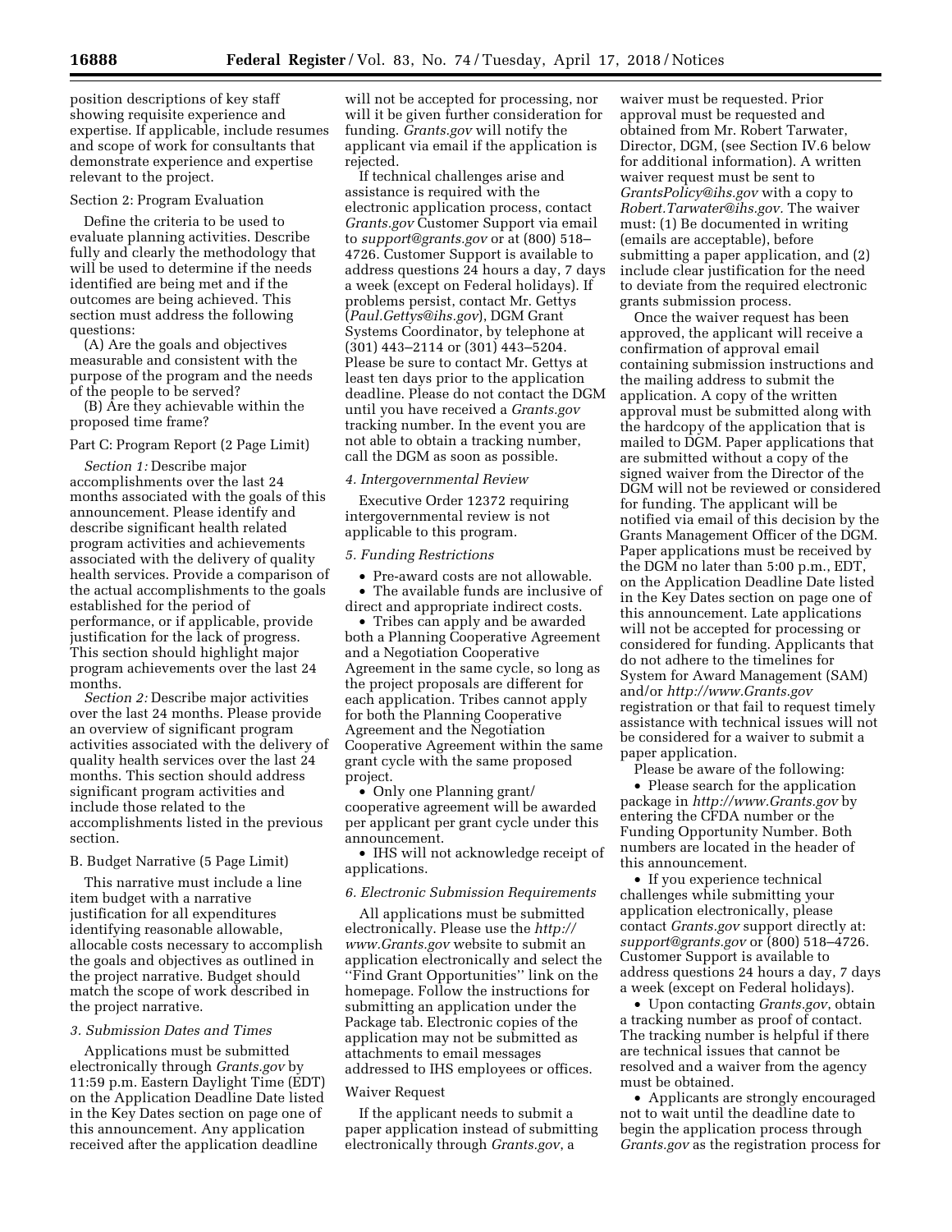position descriptions of key staff showing requisite experience and expertise. If applicable, include resumes and scope of work for consultants that demonstrate experience and expertise relevant to the project.

Section 2: Program Evaluation

Define the criteria to be used to evaluate planning activities. Describe fully and clearly the methodology that will be used to determine if the needs identified are being met and if the outcomes are being achieved. This section must address the following questions:

(A) Are the goals and objectives measurable and consistent with the purpose of the program and the needs of the people to be served?

(B) Are they achievable within the proposed time frame?

Part C: Program Report (2 Page Limit)

*Section 1:* Describe major accomplishments over the last 24 months associated with the goals of this announcement. Please identify and describe significant health related program activities and achievements associated with the delivery of quality health services. Provide a comparison of the actual accomplishments to the goals established for the period of performance, or if applicable, provide justification for the lack of progress. This section should highlight major program achievements over the last 24 months.

*Section 2:* Describe major activities over the last 24 months. Please provide an overview of significant program activities associated with the delivery of quality health services over the last 24 months. This section should address significant program activities and include those related to the accomplishments listed in the previous section.

B. Budget Narrative (5 Page Limit)

This narrative must include a line item budget with a narrative justification for all expenditures identifying reasonable allowable, allocable costs necessary to accomplish the goals and objectives as outlined in the project narrative. Budget should match the scope of work described in the project narrative.

### *3. Submission Dates and Times*

Applications must be submitted electronically through *Grants.gov* by 11:59 p.m. Eastern Daylight Time (EDT) on the Application Deadline Date listed in the Key Dates section on page one of this announcement. Any application received after the application deadline will not be accepted for processing, nor will it be given further consideration for funding. *Grants.gov* will notify the applicant via email if the application is rejected.

If technical challenges arise and assistance is required with the electronic application process, contact *Grants.gov* Customer Support via email to *support@grants.gov* or at (800) 518–4726. Customer Support is available to address questions 24 hours a day, 7 days a week (except on Federal holidays). If problems persist, contact Mr. Gettys (*Paul.Gettys@ihs.gov*), DGM Grant Systems Coordinator, by telephone at (301) 443–2114 or (301) 443–5204. Please be sure to contact Mr. Gettys at least ten days prior to the application deadline. Please do not contact the DGM until you have received a *Grants.gov* tracking number. In the event you are not able to obtain a tracking number, call the DGM as soon as possible.

### *4. Intergovernmental Review*

Executive Order 12372 requiring intergovernmental review is not applicable to this program.

### *5. Funding Restrictions*

- Pre-award costs are not allowable.
- The available funds are inclusive of direct and appropriate indirect costs.
- Tribes can apply and be awarded both a Planning Cooperative Agreement and a Negotiation Cooperative Agreement in the same cycle, so long as the project proposals are different for each application. Tribes cannot apply for both the Planning Cooperative Agreement and the Negotiation Cooperative Agreement within the same grant cycle with the same proposed project.
- Only one Planning grant/cooperative agreement will be awarded per applicant per grant cycle under this announcement.
- IHS will not acknowledge receipt of applications.

### *6. Electronic Submission Requirements*

All applications must be submitted electronically. Please use the *http://www.Grants.gov* website to submit an application electronically and select the ''Find Grant Opportunities'' link on the homepage. Follow the instructions for submitting an application under the Package tab. Electronic copies of the application may not be submitted as attachments to email messages addressed to IHS employees or offices.

Waiver Request

If the applicant needs to submit a paper application instead of submitting electronically through *Grants.gov*, a waiver must be requested. Prior approval must be requested and obtained from Mr. Robert Tarwater, Director, DGM, (see Section IV.6 below for additional information). A written waiver request must be sent to *GrantsPolicy@ihs.gov* with a copy to *Robert.Tarwater@ihs.gov.* The waiver must: (1) Be documented in writing (emails are acceptable), before submitting a paper application, and (2) include clear justification for the need to deviate from the required electronic grants submission process.

Once the waiver request has been approved, the applicant will receive a confirmation of approval email containing submission instructions and the mailing address to submit the application. A copy of the written approval must be submitted along with the hardcopy of the application that is mailed to DGM. Paper applications that are submitted without a copy of the signed waiver from the Director of the DGM will not be reviewed or considered for funding. The applicant will be notified via email of this decision by the Grants Management Officer of the DGM. Paper applications must be received by the DGM no later than 5:00 p.m., EDT, on the Application Deadline Date listed in the Key Dates section on page one of this announcement. Late applications will not be accepted for processing or considered for funding. Applicants that do not adhere to the timelines for System for Award Management (SAM) and/or *http://www.Grants.gov* registration or that fail to request timely assistance with technical issues will not be considered for a waiver to submit a paper application.

Please be aware of the following:

- Please search for the application package in *http://www.Grants.gov* by entering the CFDA number or the Funding Opportunity Number. Both numbers are located in the header of this announcement.
- If you experience technical challenges while submitting your application electronically, please contact *Grants.gov* support directly at: *support@grants.gov* or (800) 518–4726. Customer Support is available to address questions 24 hours a day, 7 days a week (except on Federal holidays).
- Upon contacting *Grants.gov*, obtain a tracking number as proof of contact. The tracking number is helpful if there are technical issues that cannot be resolved and a waiver from the agency must be obtained.
- Applicants are strongly encouraged not to wait until the deadline date to begin the application process through *Grants.gov* as the registration process for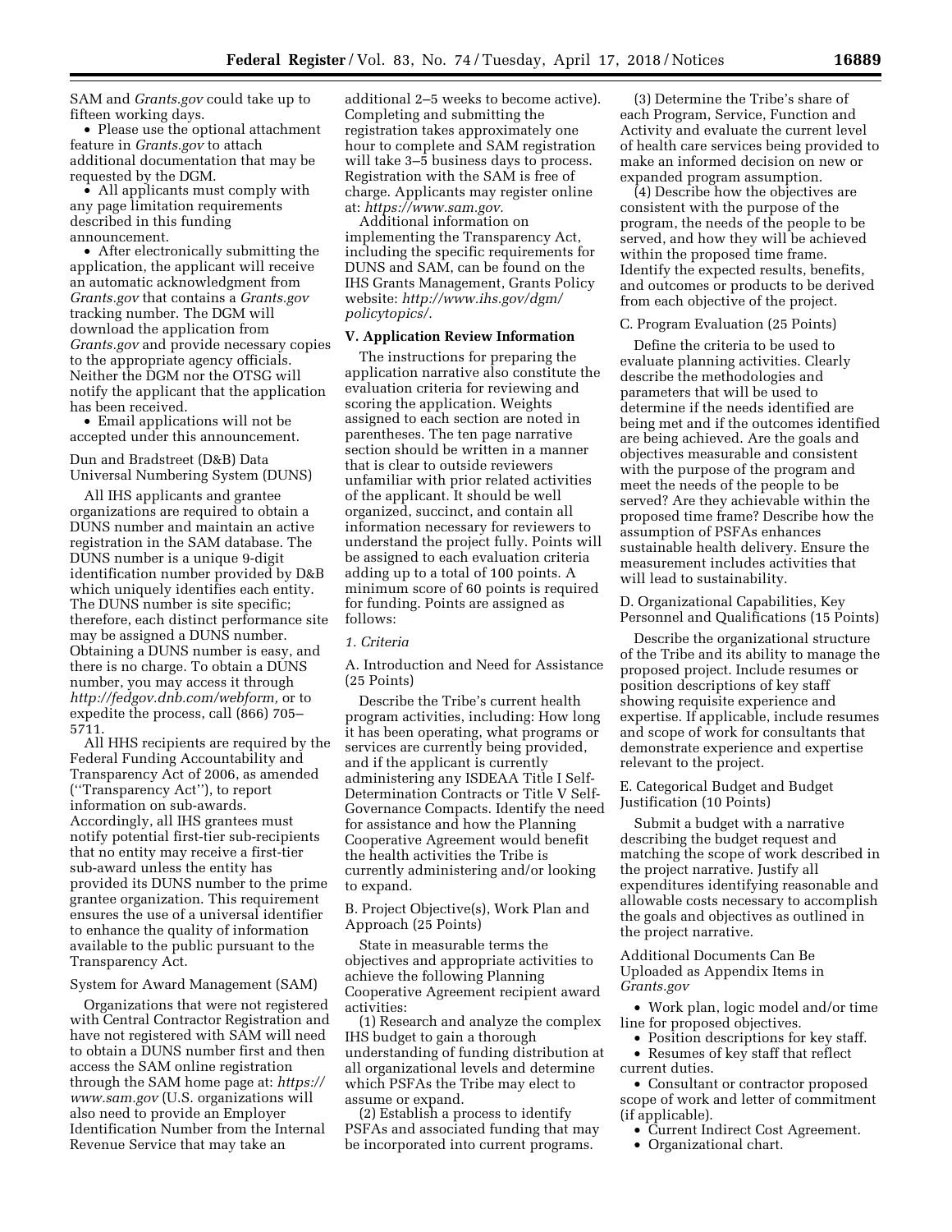SAM and *Grants.gov* could take up to fifteen working days.

- Please use the optional attachment feature in *Grants.gov* to attach additional documentation that may be requested by the DGM.
- All applicants must comply with any page limitation requirements described in this funding announcement.
- After electronically submitting the application, the applicant will receive an automatic acknowledgment from *Grants.gov* that contains a *Grants.gov* tracking number. The DGM will download the application from *Grants.gov* and provide necessary copies to the appropriate agency officials. Neither the DGM nor the OTSG will notify the applicant that the application has been received.
- Email applications will not be accepted under this announcement.

Dun and Bradstreet (D&B) Data Universal Numbering System (DUNS)

All IHS applicants and grantee organizations are required to obtain a DUNS number and maintain an active registration in the SAM database. The DUNS number is a unique 9-digit identification number provided by D&B which uniquely identifies each entity. The DUNS number is site specific; therefore, each distinct performance site may be assigned a DUNS number. Obtaining a DUNS number is easy, and there is no charge. To obtain a DUNS number, you may access it through *http://fedgov.dnb.com/webform,* or to expedite the process, call (866) 705–5711.

All HHS recipients are required by the Federal Funding Accountability and Transparency Act of 2006, as amended (''Transparency Act''), to report information on sub-awards. Accordingly, all IHS grantees must notify potential first-tier sub-recipients that no entity may receive a first-tier sub-award unless the entity has provided its DUNS number to the prime grantee organization. This requirement ensures the use of a universal identifier to enhance the quality of information available to the public pursuant to the Transparency Act.

System for Award Management (SAM)

Organizations that were not registered with Central Contractor Registration and have not registered with SAM will need to obtain a DUNS number first and then access the SAM online registration through the SAM home page at: *https://www.sam.gov* (U.S. organizations will also need to provide an Employer Identification Number from the Internal Revenue Service that may take an additional 2–5 weeks to become active). Completing and submitting the registration takes approximately one hour to complete and SAM registration will take 3–5 business days to process. Registration with the SAM is free of charge. Applicants may register online at: *https://www.sam.gov.*

Additional information on implementing the Transparency Act, including the specific requirements for DUNS and SAM, can be found on the IHS Grants Management, Grants Policy website: *http://www.ihs.gov/dgm/policytopics/.*

## V. Application Review Information

The instructions for preparing the application narrative also constitute the evaluation criteria for reviewing and scoring the application. Weights assigned to each section are noted in parentheses. The ten page narrative section should be written in a manner that is clear to outside reviewers unfamiliar with prior related activities of the applicant. It should be well organized, succinct, and contain all information necessary for reviewers to understand the project fully. Points will be assigned to each evaluation criteria adding up to a total of 100 points. A minimum score of 60 points is required for funding. Points are assigned as follows:

*1. Criteria*

A. Introduction and Need for Assistance (25 Points)

Describe the Tribe's current health program activities, including: How long it has been operating, what programs or services are currently being provided, and if the applicant is currently administering any ISDEAA Title I Self-Determination Contracts or Title V Self-Governance Compacts. Identify the need for assistance and how the Planning Cooperative Agreement would benefit the health activities the Tribe is currently administering and/or looking to expand.

B. Project Objective(s), Work Plan and Approach (25 Points)

State in measurable terms the objectives and appropriate activities to achieve the following Planning Cooperative Agreement recipient award activities:

(1) Research and analyze the complex IHS budget to gain a thorough understanding of funding distribution at all organizational levels and determine which PSFAs the Tribe may elect to assume or expand.

(2) Establish a process to identify PSFAs and associated funding that may be incorporated into current programs.

(3) Determine the Tribe's share of each Program, Service, Function and Activity and evaluate the current level of health care services being provided to make an informed decision on new or expanded program assumption.

(4) Describe how the objectives are consistent with the purpose of the program, the needs of the people to be served, and how they will be achieved within the proposed time frame. Identify the expected results, benefits, and outcomes or products to be derived from each objective of the project.

C. Program Evaluation (25 Points)

Define the criteria to be used to evaluate planning activities. Clearly describe the methodologies and parameters that will be used to determine if the needs identified are being met and if the outcomes identified are being achieved. Are the goals and objectives measurable and consistent with the purpose of the program and meet the needs of the people to be served? Are they achievable within the proposed time frame? Describe how the assumption of PSFAs enhances sustainable health delivery. Ensure the measurement includes activities that will lead to sustainability.

D. Organizational Capabilities, Key Personnel and Qualifications (15 Points)

Describe the organizational structure of the Tribe and its ability to manage the proposed project. Include resumes or position descriptions of key staff showing requisite experience and expertise. If applicable, include resumes and scope of work for consultants that demonstrate experience and expertise relevant to the project.

E. Categorical Budget and Budget Justification (10 Points)

Submit a budget with a narrative describing the budget request and matching the scope of work described in the project narrative. Justify all expenditures identifying reasonable and allowable costs necessary to accomplish the goals and objectives as outlined in the project narrative.

Additional Documents Can Be Uploaded as Appendix Items in *Grants.gov*

- Work plan, logic model and/or time line for proposed objectives.
- Position descriptions for key staff.
- Resumes of key staff that reflect current duties.
- Consultant or contractor proposed scope of work and letter of commitment (if applicable).
- Current Indirect Cost Agreement.
- Organizational chart.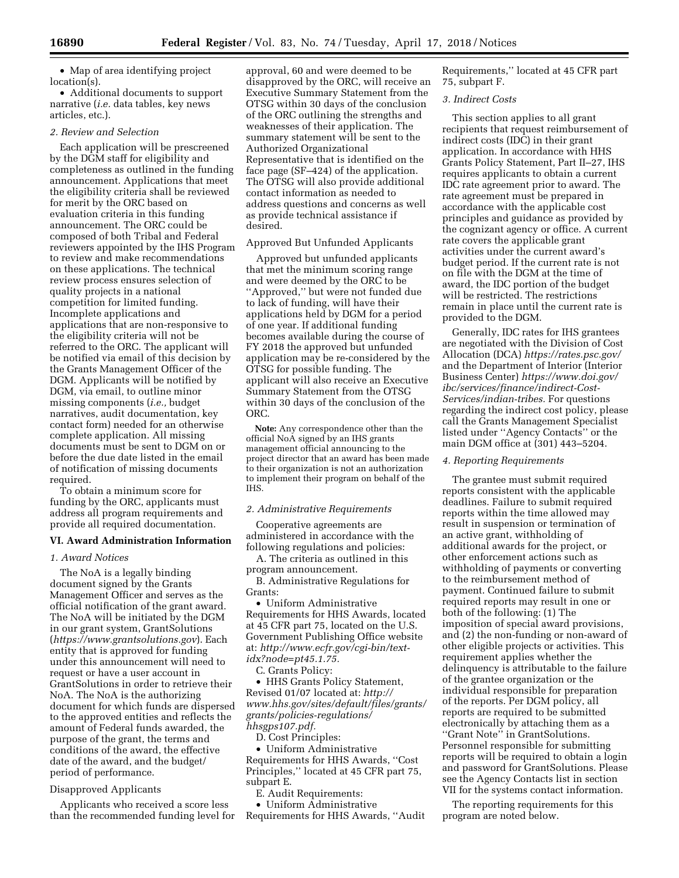- Map of area identifying project location(s).
- Additional documents to support narrative (*i.e.* data tables, key news articles, etc.).

*2. Review and Selection*

Each application will be prescreened by the DGM staff for eligibility and completeness as outlined in the funding announcement. Applications that meet the eligibility criteria shall be reviewed for merit by the ORC based on evaluation criteria in this funding announcement. The ORC could be composed of both Tribal and Federal reviewers appointed by the IHS Program to review and make recommendations on these applications. The technical review process ensures selection of quality projects in a national competition for limited funding. Incomplete applications and applications that are non-responsive to the eligibility criteria will not be referred to the ORC. The applicant will be notified via email of this decision by the Grants Management Officer of the DGM. Applicants will be notified by DGM, via email, to outline minor missing components (*i.e.,* budget narratives, audit documentation, key contact form) needed for an otherwise complete application. All missing documents must be sent to DGM on or before the due date listed in the email of notification of missing documents required.

To obtain a minimum score for funding by the ORC, applicants must address all program requirements and provide all required documentation.

## VI. Award Administration Information

*1. Award Notices*

The NoA is a legally binding document signed by the Grants Management Officer and serves as the official notification of the grant award. The NoA will be initiated by the DGM in our grant system, GrantSolutions (*https://www.grantsolutions.gov*). Each entity that is approved for funding under this announcement will need to request or have a user account in GrantSolutions in order to retrieve their NoA. The NoA is the authorizing document for which funds are dispersed to the approved entities and reflects the amount of Federal funds awarded, the purpose of the grant, the terms and conditions of the award, the effective date of the award, and the budget/period of performance.

Disapproved Applicants

Applicants who received a score less than the recommended funding level for approval, 60 and were deemed to be disapproved by the ORC, will receive an Executive Summary Statement from the OTSG within 30 days of the conclusion of the ORC outlining the strengths and weaknesses of their application. The summary statement will be sent to the Authorized Organizational Representative that is identified on the face page (SF–424) of the application. The OTSG will also provide additional contact information as needed to address questions and concerns as well as provide technical assistance if desired.

Approved But Unfunded Applicants

Approved but unfunded applicants that met the minimum scoring range and were deemed by the ORC to be "Approved," but were not funded due to lack of funding, will have their applications held by DGM for a period of one year. If additional funding becomes available during the course of FY 2018 the approved but unfunded application may be re-considered by the OTSG for possible funding. The applicant will also receive an Executive Summary Statement from the OTSG within 30 days of the conclusion of the ORC.

**Note:** Any correspondence other than the official NoA signed by an IHS grants management official announcing to the project director that an award has been made to their organization is not an authorization to implement their program on behalf of the IHS.

*2. Administrative Requirements*

Cooperative agreements are administered in accordance with the following regulations and policies:

A. The criteria as outlined in this program announcement.

B. Administrative Regulations for Grants:

- Uniform Administrative Requirements for HHS Awards, located at 45 CFR part 75, located on the U.S. Government Publishing Office website at: *http://www.ecfr.gov/cgi-bin/text-idx?node=pt45.1.75.*

C. Grants Policy:

- HHS Grants Policy Statement, Revised 01/07 located at: *http://www.hhs.gov/sites/default/files/grants/grants/policies-regulations/hhsgps107.pdf.*

D. Cost Principles:

- Uniform Administrative Requirements for HHS Awards, "Cost Principles," located at 45 CFR part 75, subpart E.

E. Audit Requirements:

- Uniform Administrative Requirements for HHS Awards, "Audit Requirements," located at 45 CFR part 75, subpart F.

*3. Indirect Costs*

This section applies to all grant recipients that request reimbursement of indirect costs (IDC) in their grant application. In accordance with HHS Grants Policy Statement, Part II–27, IHS requires applicants to obtain a current IDC rate agreement prior to award. The rate agreement must be prepared in accordance with the applicable cost principles and guidance as provided by the cognizant agency or office. A current rate covers the applicable grant activities under the current award's budget period. If the current rate is not on file with the DGM at the time of award, the IDC portion of the budget will be restricted. The restrictions remain in place until the current rate is provided to the DGM.

Generally, IDC rates for IHS grantees are negotiated with the Division of Cost Allocation (DCA) *https://rates.psc.gov/* and the Department of Interior (Interior Business Center) *https://www.doi.gov/ibc/services/finance/indirect-Cost-Services/indian-tribes.* For questions regarding the indirect cost policy, please call the Grants Management Specialist listed under "Agency Contacts" or the main DGM office at (301) 443–5204.

*4. Reporting Requirements*

The grantee must submit required reports consistent with the applicable deadlines. Failure to submit required reports within the time allowed may result in suspension or termination of an active grant, withholding of additional awards for the project, or other enforcement actions such as withholding of payments or converting to the reimbursement method of payment. Continued failure to submit required reports may result in one or both of the following: (1) The imposition of special award provisions, and (2) the non-funding or non-award of other eligible projects or activities. This requirement applies whether the delinquency is attributable to the failure of the grantee organization or the individual responsible for preparation of the reports. Per DGM policy, all reports are required to be submitted electronically by attaching them as a "Grant Note" in GrantSolutions. Personnel responsible for submitting reports will be required to obtain a login and password for GrantSolutions. Please see the Agency Contacts list in section VII for the systems contact information.

The reporting requirements for this program are noted below.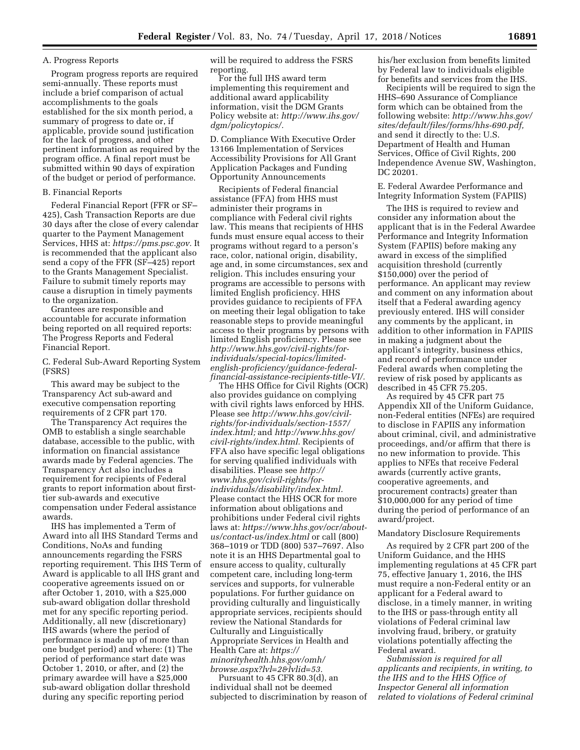A. Progress Reports

Program progress reports are required semi-annually. These reports must include a brief comparison of actual accomplishments to the goals established for the six month period, a summary of progress to date or, if applicable, provide sound justification for the lack of progress, and other pertinent information as required by the program office. A final report must be submitted within 90 days of expiration of the budget or period of performance.

B. Financial Reports

Federal Financial Report (FFR or SF–425), Cash Transaction Reports are due 30 days after the close of every calendar quarter to the Payment Management Services, HHS at: *https://pms.psc.gov.* It is recommended that the applicant also send a copy of the FFR (SF–425) report to the Grants Management Specialist. Failure to submit timely reports may cause a disruption in timely payments to the organization.

Grantees are responsible and accountable for accurate information being reported on all required reports: The Progress Reports and Federal Financial Report.

C. Federal Sub-Award Reporting System (FSRS)

This award may be subject to the Transparency Act sub-award and executive compensation reporting requirements of 2 CFR part 170.

The Transparency Act requires the OMB to establish a single searchable database, accessible to the public, with information on financial assistance awards made by Federal agencies. The Transparency Act also includes a requirement for recipients of Federal grants to report information about first-tier sub-awards and executive compensation under Federal assistance awards.

IHS has implemented a Term of Award into all IHS Standard Terms and Conditions, NoAs and funding announcements regarding the FSRS reporting requirement. This IHS Term of Award is applicable to all IHS grant and cooperative agreements issued on or after October 1, 2010, with a $25,000 sub-award obligation dollar threshold met for any specific reporting period. Additionally, all new (discretionary) IHS awards (where the period of performance is made up of more than one budget period) and where: (1) The period of performance start date was October 1, 2010, or after, and (2) the primary awardee will have a $25,000 sub-award obligation dollar threshold during any specific reporting period will be required to address the FSRS reporting.

For the full IHS award term implementing this requirement and additional award applicability information, visit the DGM Grants Policy website at: *http://www.ihs.gov/dgm/policytopics/.*

D. Compliance With Executive Order 13166 Implementation of Services Accessibility Provisions for All Grant Application Packages and Funding Opportunity Announcements

Recipients of Federal financial assistance (FFA) from HHS must administer their programs in compliance with Federal civil rights law. This means that recipients of HHS funds must ensure equal access to their programs without regard to a person's race, color, national origin, disability, age and, in some circumstances, sex and religion. This includes ensuring your programs are accessible to persons with limited English proficiency. HHS provides guidance to recipients of FFA on meeting their legal obligation to take reasonable steps to provide meaningful access to their programs by persons with limited English proficiency. Please see *http://www.hhs.gov/civil-rights/for-individuals/special-topics/limited-english-proficiency/guidance-federal-financial-assistance-recipients-title-VI/.*

The HHS Office for Civil Rights (OCR) also provides guidance on complying with civil rights laws enforced by HHS. Please see *http://www.hhs.gov/civil-rights/for-individuals/section-1557/index.html;* and *http://www.hhs.gov/civil-rights/index.html.* Recipients of FFA also have specific legal obligations for serving qualified individuals with disabilities. Please see *http://www.hhs.gov/civil-rights/for-individuals/disability/index.html.* Please contact the HHS OCR for more information about obligations and prohibitions under Federal civil rights laws at: *https://www.hhs.gov/ocr/about-us/contact-us/index.html* or call (800) 368–1019 or TDD (800) 537–7697. Also note it is an HHS Departmental goal to ensure access to quality, culturally competent care, including long-term services and supports, for vulnerable populations. For further guidance on providing culturally and linguistically appropriate services, recipients should review the National Standards for Culturally and Linguistically Appropriate Services in Health and Health Care at: *https://minorityhealth.hhs.gov/omh/browse.aspx?lvl=2&lvlid=53.*

Pursuant to 45 CFR 80.3(d), an individual shall not be deemed subjected to discrimination by reason of his/her exclusion from benefits limited by Federal law to individuals eligible for benefits and services from the IHS.

Recipients will be required to sign the HHS–690 Assurance of Compliance form which can be obtained from the following website: *http://www.hhs.gov/sites/default/files/forms/hhs-690.pdf,* and send it directly to the: U.S. Department of Health and Human Services, Office of Civil Rights, 200 Independence Avenue SW, Washington, DC 20201.

E. Federal Awardee Performance and Integrity Information System (FAPIIS)

The IHS is required to review and consider any information about the applicant that is in the Federal Awardee Performance and Integrity Information System (FAPIIS) before making any award in excess of the simplified acquisition threshold (currently $150,000) over the period of performance. An applicant may review and comment on any information about itself that a Federal awarding agency previously entered. IHS will consider any comments by the applicant, in addition to other information in FAPIIS in making a judgment about the applicant's integrity, business ethics, and record of performance under Federal awards when completing the review of risk posed by applicants as described in 45 CFR 75.205.

As required by 45 CFR part 75 Appendix XII of the Uniform Guidance, non-Federal entities (NFEs) are required to disclose in FAPIIS any information about criminal, civil, and administrative proceedings, and/or affirm that there is no new information to provide. This applies to NFEs that receive Federal awards (currently active grants, cooperative agreements, and procurement contracts) greater than $10,000,000 for any period of time during the period of performance of an award/project.

Mandatory Disclosure Requirements

As required by 2 CFR part 200 of the Uniform Guidance, and the HHS implementing regulations at 45 CFR part 75, effective January 1, 2016, the IHS must require a non-Federal entity or an applicant for a Federal award to disclose, in a timely manner, in writing to the IHS or pass-through entity all violations of Federal criminal law involving fraud, bribery, or gratuity violations potentially affecting the Federal award.

*Submission is required for all applicants and recipients, in writing, to the IHS and to the HHS Office of Inspector General all information related to violations of Federal criminal*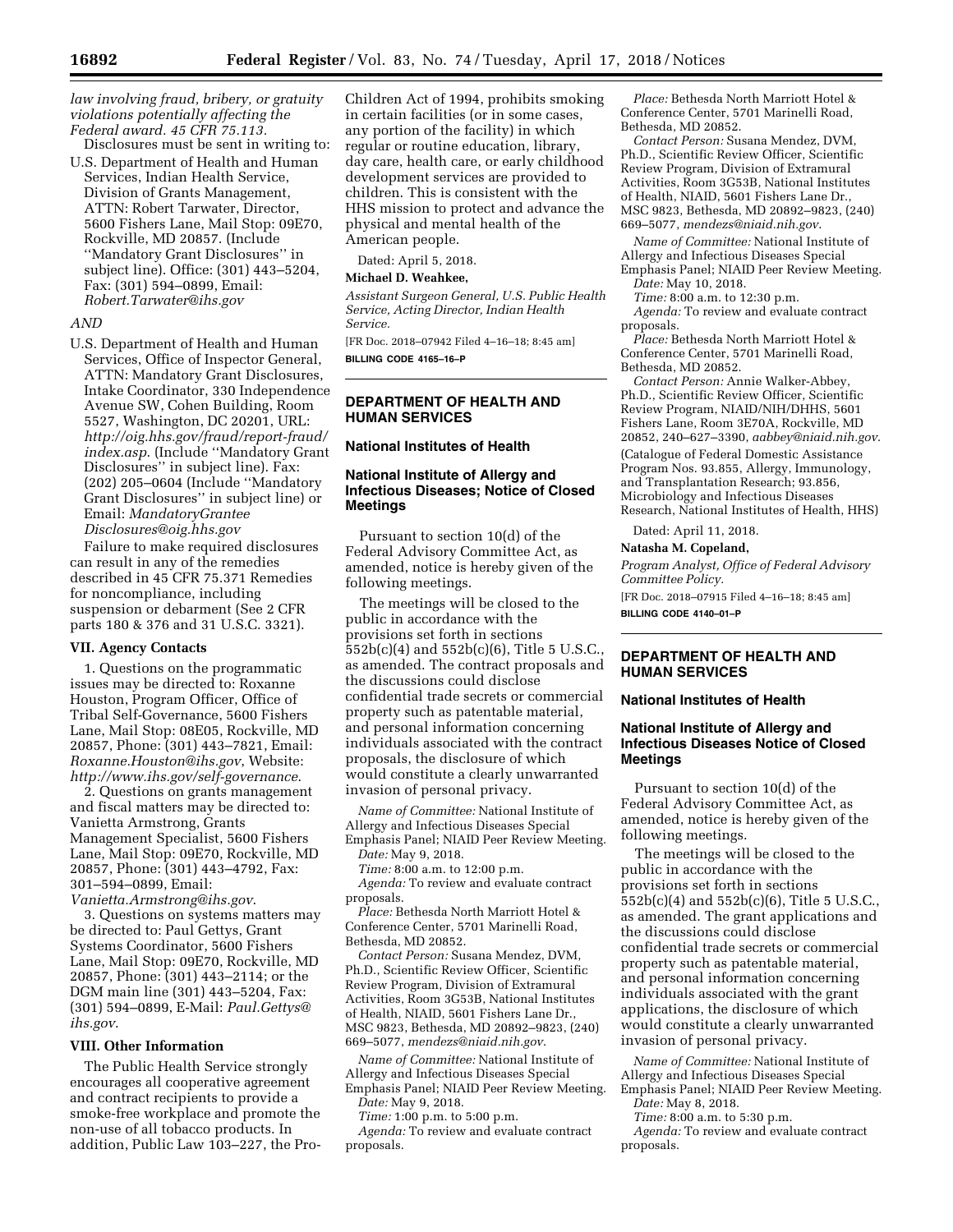*law involving fraud, bribery, or gratuity violations potentially affecting the Federal award. 45 CFR 75.113.*

Disclosures must be sent in writing to:

U.S. Department of Health and Human Services, Indian Health Service, Division of Grants Management, ATTN: Robert Tarwater, Director, 5600 Fishers Lane, Mail Stop: 09E70, Rockville, MD 20857. (Include ''Mandatory Grant Disclosures'' in subject line). Office: (301) 443–5204, Fax: (301) 594–0899, Email: *Robert.Tarwater@ihs.gov*

*AND*

U.S. Department of Health and Human Services, Office of Inspector General, ATTN: Mandatory Grant Disclosures, Intake Coordinator, 330 Independence Avenue SW, Cohen Building, Room 5527, Washington, DC 20201, URL: *http://oig.hhs.gov/fraud/report-fraud/index.asp*. (Include ''Mandatory Grant Disclosures'' in subject line). Fax: (202) 205–0604 (Include ''Mandatory Grant Disclosures'' in subject line) or Email: *MandatoryGranteeDisclosures@oig.hhs.gov*

Failure to make required disclosures can result in any of the remedies described in 45 CFR 75.371 Remedies for noncompliance, including suspension or debarment (See 2 CFR parts 180 & 376 and 31 U.S.C. 3321).

### VII. Agency Contacts

1. Questions on the programmatic issues may be directed to: Roxanne Houston, Program Officer, Office of Tribal Self-Governance, 5600 Fishers Lane, Mail Stop: 08E05, Rockville, MD 20857, Phone: (301) 443–7821, Email: *Roxanne.Houston@ihs.gov*, Website: *http://www.ihs.gov/self-governance*.

2. Questions on grants management and fiscal matters may be directed to: Vanietta Armstrong, Grants Management Specialist, 5600 Fishers Lane, Mail Stop: 09E70, Rockville, MD 20857, Phone: (301) 443–4792, Fax: 301–594–0899, Email: *Vanietta.Armstrong@ihs.gov*.

3. Questions on systems matters may be directed to: Paul Gettys, Grant Systems Coordinator, 5600 Fishers Lane, Mail Stop: 09E70, Rockville, MD 20857, Phone: (301) 443–2114; or the DGM main line (301) 443–5204, Fax: (301) 594–0899, E-Mail: *Paul.Gettys@ihs.gov*.

### VIII. Other Information

The Public Health Service strongly encourages all cooperative agreement and contract recipients to provide a smoke-free workplace and promote the non-use of all tobacco products. In addition, Public Law 103–227, the Pro-Children Act of 1994, prohibits smoking in certain facilities (or in some cases, any portion of the facility) in which regular or routine education, library, day care, health care, or early childhood development services are provided to children. This is consistent with the HHS mission to protect and advance the physical and mental health of the American people.

Dated: April 5, 2018.

**Michael D. Weahkee,**

*Assistant Surgeon General, U.S. Public Health Service, Acting Director, Indian Health Service.*

[FR Doc. 2018–07942 Filed 4–16–18; 8:45 am]

**BILLING CODE 4165–16–P**

## DEPARTMENT OF HEALTH AND HUMAN SERVICES

### National Institutes of Health

### National Institute of Allergy and Infectious Diseases; Notice of Closed Meetings

Pursuant to section 10(d) of the Federal Advisory Committee Act, as amended, notice is hereby given of the following meetings.

The meetings will be closed to the public in accordance with the provisions set forth in sections 552b(c)(4) and 552b(c)(6), Title 5 U.S.C., as amended. The contract proposals and the discussions could disclose confidential trade secrets or commercial property such as patentable material, and personal information concerning individuals associated with the contract proposals, the disclosure of which would constitute a clearly unwarranted invasion of personal privacy.

*Name of Committee:* National Institute of Allergy and Infectious Diseases Special Emphasis Panel; NIAID Peer Review Meeting.

*Date:* May 9, 2018.

*Time:* 8:00 a.m. to 12:00 p.m.

*Agenda:* To review and evaluate contract proposals.

*Place:* Bethesda North Marriott Hotel & Conference Center, 5701 Marinelli Road, Bethesda, MD 20852.

*Contact Person:* Susana Mendez, DVM, Ph.D., Scientific Review Officer, Scientific Review Program, Division of Extramural Activities, Room 3G53B, National Institutes of Health, NIAID, 5601 Fishers Lane Dr., MSC 9823, Bethesda, MD 20892–9823, (240) 669–5077, *mendezs@niaid.nih.gov*.

*Name of Committee:* National Institute of Allergy and Infectious Diseases Special Emphasis Panel; NIAID Peer Review Meeting.

*Date:* May 9, 2018.

*Time:* 1:00 p.m. to 5:00 p.m.

*Agenda:* To review and evaluate contract proposals.

*Place:* Bethesda North Marriott Hotel & Conference Center, 5701 Marinelli Road, Bethesda, MD 20852.

*Contact Person:* Susana Mendez, DVM, Ph.D., Scientific Review Officer, Scientific Review Program, Division of Extramural Activities, Room 3G53B, National Institutes of Health, NIAID, 5601 Fishers Lane Dr., MSC 9823, Bethesda, MD 20892–9823, (240) 669–5077, *mendezs@niaid.nih.gov*.

*Name of Committee:* National Institute of Allergy and Infectious Diseases Special Emphasis Panel; NIAID Peer Review Meeting.

*Date:* May 10, 2018.

*Time:* 8:00 a.m. to 12:30 p.m.

*Agenda:* To review and evaluate contract proposals.

*Place:* Bethesda North Marriott Hotel & Conference Center, 5701 Marinelli Road, Bethesda, MD 20852.

*Contact Person:* Annie Walker-Abbey, Ph.D., Scientific Review Officer, Scientific Review Program, NIAID/NIH/DHHS, 5601 Fishers Lane, Room 3E70A, Rockville, MD 20852, 240–627–3390, *aabbey@niaid.nih.gov*.

(Catalogue of Federal Domestic Assistance Program Nos. 93.855, Allergy, Immunology, and Transplantation Research; 93.856, Microbiology and Infectious Diseases Research, National Institutes of Health, HHS)

Dated: April 11, 2018.

**Natasha M. Copeland,**

*Program Analyst, Office of Federal Advisory Committee Policy.*

[FR Doc. 2018–07915 Filed 4–16–18; 8:45 am]

**BILLING CODE 4140–01–P**

## DEPARTMENT OF HEALTH AND HUMAN SERVICES

### National Institutes of Health

### National Institute of Allergy and Infectious Diseases Notice of Closed Meetings

Pursuant to section 10(d) of the Federal Advisory Committee Act, as amended, notice is hereby given of the following meetings.

The meetings will be closed to the public in accordance with the provisions set forth in sections 552b(c)(4) and 552b(c)(6), Title 5 U.S.C., as amended. The grant applications and the discussions could disclose confidential trade secrets or commercial property such as patentable material, and personal information concerning individuals associated with the grant applications, the disclosure of which would constitute a clearly unwarranted invasion of personal privacy.

*Name of Committee:* National Institute of Allergy and Infectious Diseases Special Emphasis Panel; NIAID Peer Review Meeting.

*Date:* May 8, 2018.

*Time:* 8:00 a.m. to 5:30 p.m.

*Agenda:* To review and evaluate contract proposals.